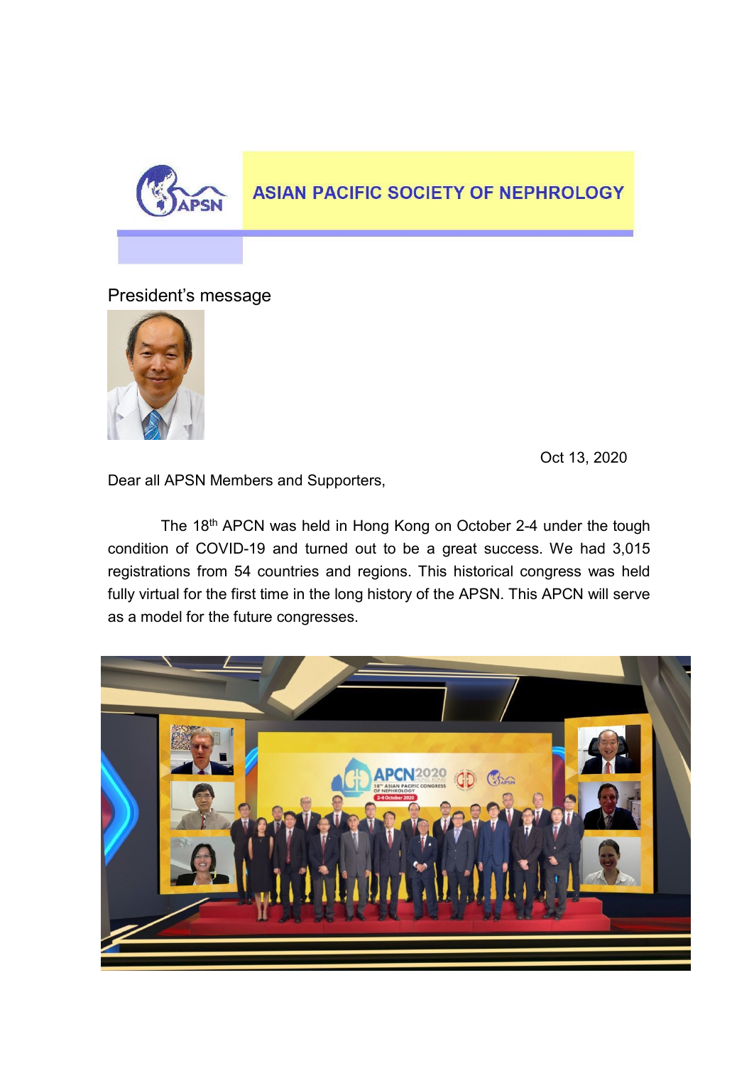# ASIAN PACIFIC SOCIETY OF NEPHROLOGY

## President's message

Oct 13, 2020

Dear all APSN Members and Supporters,

The 18th APCN was held in Hong Kong on October 2-4 under the tough condition of COVID-19 and turned out to be a great success. We had 3,015 registrations from 54 countries and regions. This historical congress was held fully virtual for the first time in the long history of the APSN. This APCN will serve as a model for the future congresses.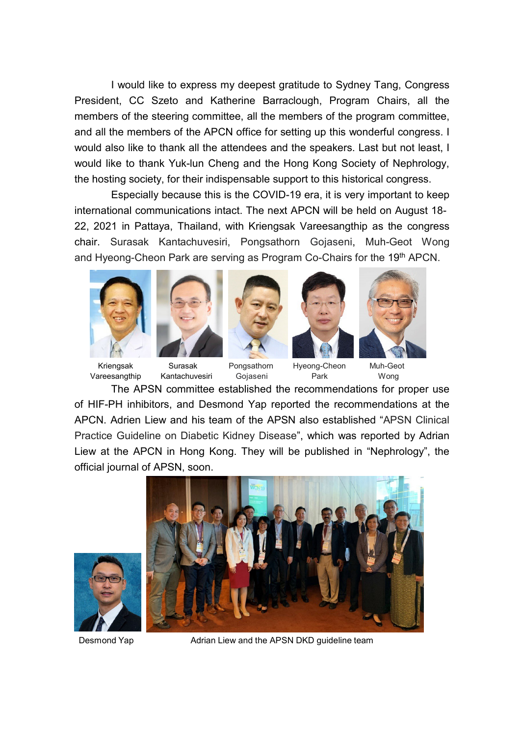I would like to express my deepest gratitude to Sydney Tang, Congress President, CC Szeto and Katherine Barraclough, Program Chairs, all the members of the steering committee, all the members of the program committee, and all the members of the APCN office for setting up this wonderful congress. I would also like to thank all the attendees and the speakers. Last but not least, I would like to thank Yuk-lun Cheng and the Hong Kong Society of Nephrology, the hosting society, for their indispensable support to this historical congress.

Especially because this is the COVID-19 era, it is very important to keep international communications intact. The next APCN will be held on August 18-22, 2021 in Pattaya, Thailand, with Kriengsak Vareesangthip as the congress chair. Surasak Kantachuvesiri, Pongsathorn Gojaseni, Muh-Geot Wong and Hyeong-Cheon Park are serving as Program Co-Chairs for the 19th APCN.

Kriengsak Vareesangthip | Surasak Kantachuvesiri | Pongsathorn Gojaseni | Hyeong-Cheon Park | Muh-Geot Wong

The APSN committee established the recommendations for proper use of HIF-PH inhibitors, and Desmond Yap reported the recommendations at the APCN. Adrien Liew and his team of the APSN also established "APSN Clinical Practice Guideline on Diabetic Kidney Disease", which was reported by Adrian Liew at the APCN in Hong Kong. They will be published in "Nephrology", the official journal of APSN, soon.

Desmond Yap

Adrian Liew and the APSN DKD guideline team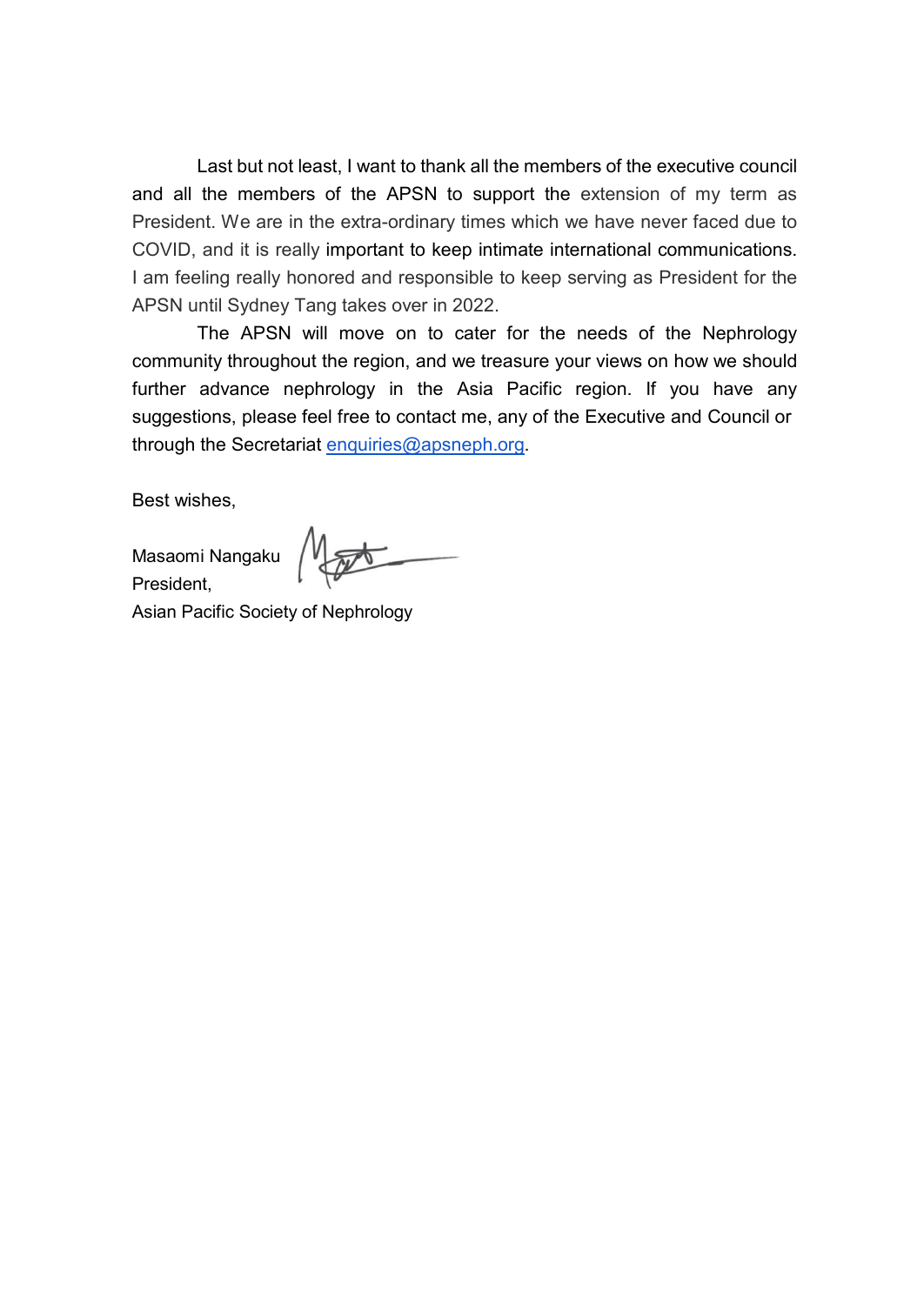Last but not least, I want to thank all the members of the executive council and all the members of the APSN to support the extension of my term as President. We are in the extra-ordinary times which we have never faced due to COVID, and it is really important to keep intimate international communications. I am feeling really honored and responsible to keep serving as President for the APSN until Sydney Tang takes over in 2022.

The APSN will move on to cater for the needs of the Nephrology community throughout the region, and we treasure your views on how we should further advance nephrology in the Asia Pacific region. If you have any suggestions, please feel free to contact me, any of the Executive and Council or through the Secretariat enquiries@apsneph.org.

Best wishes,

Masaomi Nangaku
President,
Asian Pacific Society of Nephrology